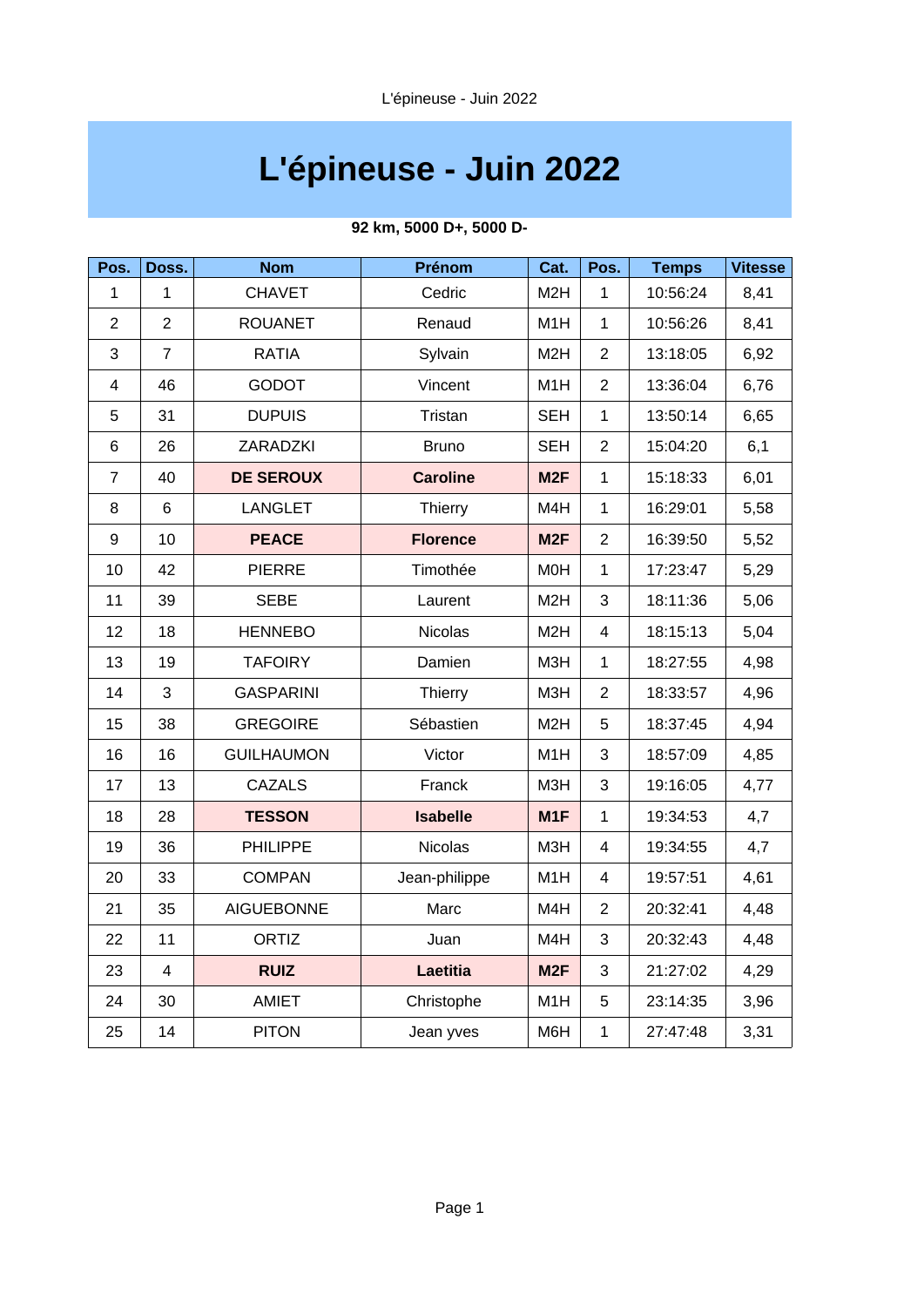# L'épineuse - Juin 2022

**92 km, 5000 D+, 5000 D-**

| Pos. | Doss. | Nom | Prénom | Cat. | Pos. | Temps | Vitesse |
|---|---|---|---|---|---|---|---|
| 1 | 1 | CHAVET | Cedric | M2H | 1 | 10:56:24 | 8,41 |
| 2 | 2 | ROUANET | Renaud | M1H | 1 | 10:56:26 | 8,41 |
| 3 | 7 | RATIA | Sylvain | M2H | 2 | 13:18:05 | 6,92 |
| 4 | 46 | GODOT | Vincent | M1H | 2 | 13:36:04 | 6,76 |
| 5 | 31 | DUPUIS | Tristan | SEH | 1 | 13:50:14 | 6,65 |
| 6 | 26 | ZARADZKI | Bruno | SEH | 2 | 15:04:20 | 6,1 |
| 7 | 40 | **DE SEROUX** | **Caroline** | **M2F** | 1 | 15:18:33 | 6,01 |
| 8 | 6 | LANGLET | Thierry | M4H | 1 | 16:29:01 | 5,58 |
| 9 | 10 | **PEACE** | **Florence** | **M2F** | 2 | 16:39:50 | 5,52 |
| 10 | 42 | PIERRE | Timothée | M0H | 1 | 17:23:47 | 5,29 |
| 11 | 39 | SEBE | Laurent | M2H | 3 | 18:11:36 | 5,06 |
| 12 | 18 | HENNEBO | Nicolas | M2H | 4 | 18:15:13 | 5,04 |
| 13 | 19 | TAFOIRY | Damien | M3H | 1 | 18:27:55 | 4,98 |
| 14 | 3 | GASPARINI | Thierry | M3H | 2 | 18:33:57 | 4,96 |
| 15 | 38 | GREGOIRE | Sébastien | M2H | 5 | 18:37:45 | 4,94 |
| 16 | 16 | GUILHAUMON | Victor | M1H | 3 | 18:57:09 | 4,85 |
| 17 | 13 | CAZALS | Franck | M3H | 3 | 19:16:05 | 4,77 |
| 18 | 28 | **TESSON** | **Isabelle** | **M1F** | 1 | 19:34:53 | 4,7 |
| 19 | 36 | PHILIPPE | Nicolas | M3H | 4 | 19:34:55 | 4,7 |
| 20 | 33 | COMPAN | Jean-philippe | M1H | 4 | 19:57:51 | 4,61 |
| 21 | 35 | AIGUEBONNE | Marc | M4H | 2 | 20:32:41 | 4,48 |
| 22 | 11 | ORTIZ | Juan | M4H | 3 | 20:32:43 | 4,48 |
| 23 | 4 | **RUIZ** | **Laetitia** | **M2F** | 3 | 21:27:02 | 4,29 |
| 24 | 30 | AMIET | Christophe | M1H | 5 | 23:14:35 | 3,96 |
| 25 | 14 | PITON | Jean yves | M6H | 1 | 27:47:48 | 3,31 |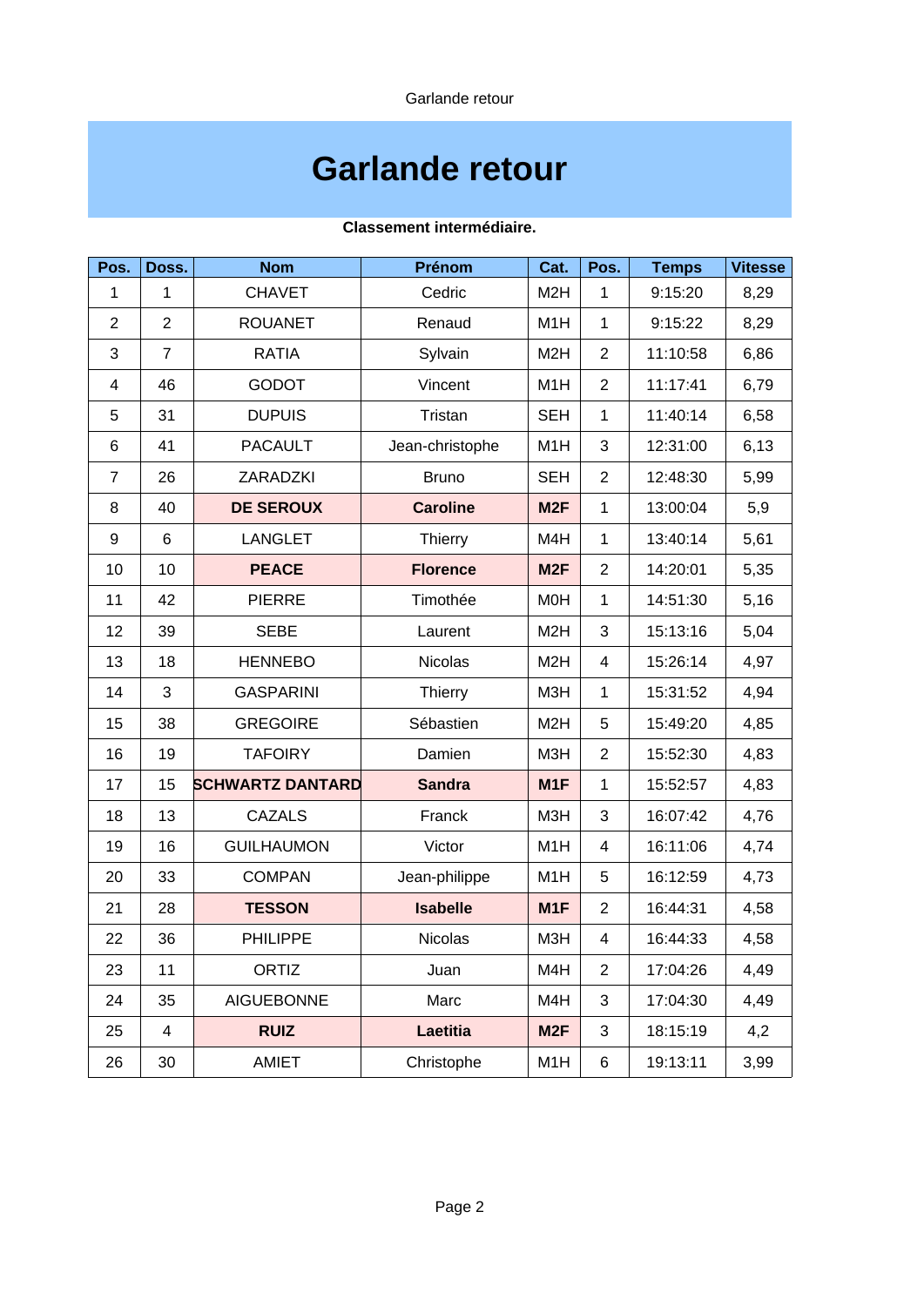# Garlande retour

**Classement intermédiaire.**

| Pos. | Doss. | Nom | Prénom | Cat. | Pos. | Temps | Vitesse |
|---|---|---|---|---|---|---|---|
| 1 | 1 | CHAVET | Cedric | M2H | 1 | 9:15:20 | 8,29 |
| 2 | 2 | ROUANET | Renaud | M1H | 1 | 9:15:22 | 8,29 |
| 3 | 7 | RATIA | Sylvain | M2H | 2 | 11:10:58 | 6,86 |
| 4 | 46 | GODOT | Vincent | M1H | 2 | 11:17:41 | 6,79 |
| 5 | 31 | DUPUIS | Tristan | SEH | 1 | 11:40:14 | 6,58 |
| 6 | 41 | PACAULT | Jean-christophe | M1H | 3 | 12:31:00 | 6,13 |
| 7 | 26 | ZARADZKI | Bruno | SEH | 2 | 12:48:30 | 5,99 |
| 8 | 40 | **DE SEROUX** | **Caroline** | **M2F** | 1 | 13:00:04 | 5,9 |
| 9 | 6 | LANGLET | Thierry | M4H | 1 | 13:40:14 | 5,61 |
| 10 | 10 | **PEACE** | **Florence** | **M2F** | 2 | 14:20:01 | 5,35 |
| 11 | 42 | PIERRE | Timothée | M0H | 1 | 14:51:30 | 5,16 |
| 12 | 39 | SEBE | Laurent | M2H | 3 | 15:13:16 | 5,04 |
| 13 | 18 | HENNEBO | Nicolas | M2H | 4 | 15:26:14 | 4,97 |
| 14 | 3 | GASPARINI | Thierry | M3H | 1 | 15:31:52 | 4,94 |
| 15 | 38 | GREGOIRE | Sébastien | M2H | 5 | 15:49:20 | 4,85 |
| 16 | 19 | TAFOIRY | Damien | M3H | 2 | 15:52:30 | 4,83 |
| 17 | 15 | **SCHWARTZ DANTARD** | **Sandra** | **M1F** | 1 | 15:52:57 | 4,83 |
| 18 | 13 | CAZALS | Franck | M3H | 3 | 16:07:42 | 4,76 |
| 19 | 16 | GUILHAUMON | Victor | M1H | 4 | 16:11:06 | 4,74 |
| 20 | 33 | COMPAN | Jean-philippe | M1H | 5 | 16:12:59 | 4,73 |
| 21 | 28 | **TESSON** | **Isabelle** | **M1F** | 2 | 16:44:31 | 4,58 |
| 22 | 36 | PHILIPPE | Nicolas | M3H | 4 | 16:44:33 | 4,58 |
| 23 | 11 | ORTIZ | Juan | M4H | 2 | 17:04:26 | 4,49 |
| 24 | 35 | AIGUEBONNE | Marc | M4H | 3 | 17:04:30 | 4,49 |
| 25 | 4 | **RUIZ** | **Laetitia** | **M2F** | 3 | 18:15:19 | 4,2 |
| 26 | 30 | AMIET | Christophe | M1H | 6 | 19:13:11 | 3,99 |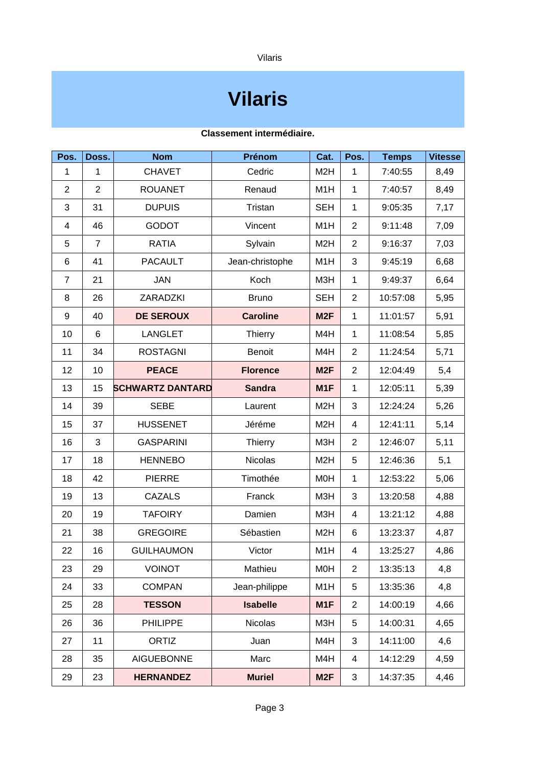# Vilaris

**Classement intermédiaire.**

| Pos. | Doss. | Nom | Prénom | Cat. | Pos. | Temps | Vitesse |
|---|---|---|---|---|---|---|---|
| 1 | 1 | CHAVET | Cedric | M2H | 1 | 7:40:55 | 8,49 |
| 2 | 2 | ROUANET | Renaud | M1H | 1 | 7:40:57 | 8,49 |
| 3 | 31 | DUPUIS | Tristan | SEH | 1 | 9:05:35 | 7,17 |
| 4 | 46 | GODOT | Vincent | M1H | 2 | 9:11:48 | 7,09 |
| 5 | 7 | RATIA | Sylvain | M2H | 2 | 9:16:37 | 7,03 |
| 6 | 41 | PACAULT | Jean-christophe | M1H | 3 | 9:45:19 | 6,68 |
| 7 | 21 | JAN | Koch | M3H | 1 | 9:49:37 | 6,64 |
| 8 | 26 | ZARADZKI | Bruno | SEH | 2 | 10:57:08 | 5,95 |
| 9 | 40 | **DE SEROUX** | **Caroline** | **M2F** | 1 | 11:01:57 | 5,91 |
| 10 | 6 | LANGLET | Thierry | M4H | 1 | 11:08:54 | 5,85 |
| 11 | 34 | ROSTAGNI | Benoit | M4H | 2 | 11:24:54 | 5,71 |
| 12 | 10 | **PEACE** | **Florence** | **M2F** | 2 | 12:04:49 | 5,4 |
| 13 | 15 | **SCHWARTZ DANTARD** | **Sandra** | **M1F** | 1 | 12:05:11 | 5,39 |
| 14 | 39 | SEBE | Laurent | M2H | 3 | 12:24:24 | 5,26 |
| 15 | 37 | HUSSENET | Jéréme | M2H | 4 | 12:41:11 | 5,14 |
| 16 | 3 | GASPARINI | Thierry | M3H | 2 | 12:46:07 | 5,11 |
| 17 | 18 | HENNEBO | Nicolas | M2H | 5 | 12:46:36 | 5,1 |
| 18 | 42 | PIERRE | Timothée | M0H | 1 | 12:53:22 | 5,06 |
| 19 | 13 | CAZALS | Franck | M3H | 3 | 13:20:58 | 4,88 |
| 20 | 19 | TAFOIRY | Damien | M3H | 4 | 13:21:12 | 4,88 |
| 21 | 38 | GREGOIRE | Sébastien | M2H | 6 | 13:23:37 | 4,87 |
| 22 | 16 | GUILHAUMON | Victor | M1H | 4 | 13:25:27 | 4,86 |
| 23 | 29 | VOINOT | Mathieu | M0H | 2 | 13:35:13 | 4,8 |
| 24 | 33 | COMPAN | Jean-philippe | M1H | 5 | 13:35:36 | 4,8 |
| 25 | 28 | **TESSON** | **Isabelle** | **M1F** | 2 | 14:00:19 | 4,66 |
| 26 | 36 | PHILIPPE | Nicolas | M3H | 5 | 14:00:31 | 4,65 |
| 27 | 11 | ORTIZ | Juan | M4H | 3 | 14:11:00 | 4,6 |
| 28 | 35 | AIGUEBONNE | Marc | M4H | 4 | 14:12:29 | 4,59 |
| 29 | 23 | **HERNANDEZ** | **Muriel** | **M2F** | 3 | 14:37:35 | 4,46 |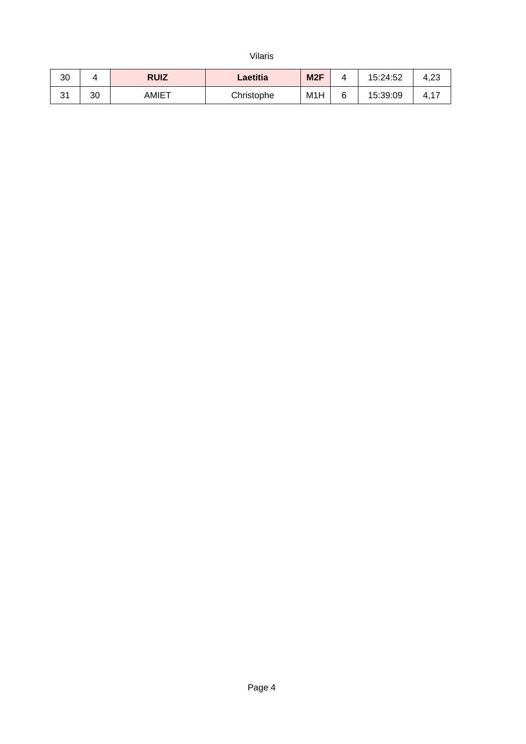| | | | | | | | |
|---|---|---|---|---|---|---|---|
| 30 | 4 | **RUIZ** | **Laetitia** | **M2F** | 4 | 15:24:52 | 4,23 |
| 31 | 30 | AMIET | Christophe | M1H | 6 | 15:39:09 | 4,17 |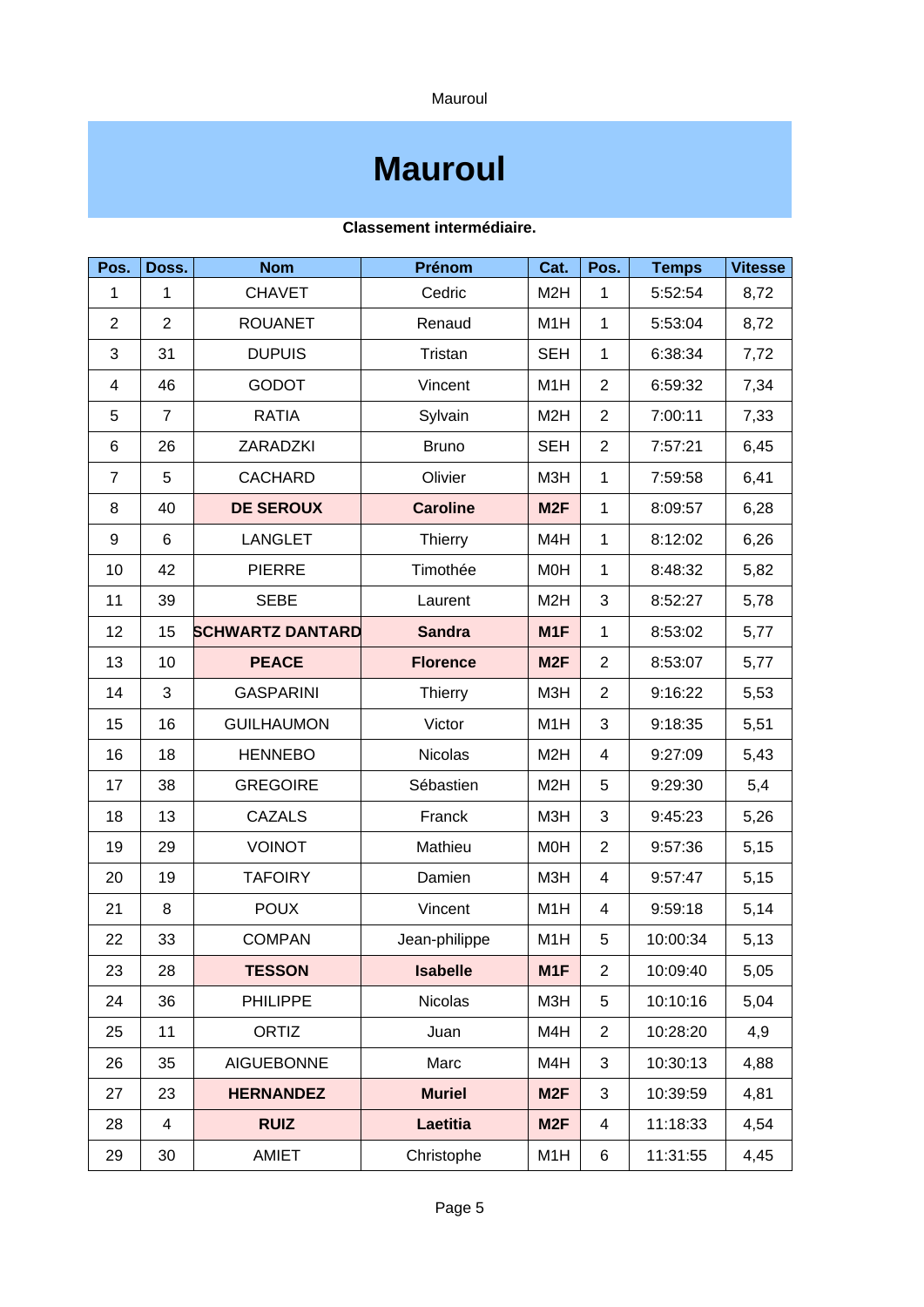# Mauroul

**Classement intermédiaire.**

| Pos. | Doss. | Nom | Prénom | Cat. | Pos. | Temps | Vitesse |
|---|---|---|---|---|---|---|---|
| 1 | 1 | CHAVET | Cedric | M2H | 1 | 5:52:54 | 8,72 |
| 2 | 2 | ROUANET | Renaud | M1H | 1 | 5:53:04 | 8,72 |
| 3 | 31 | DUPUIS | Tristan | SEH | 1 | 6:38:34 | 7,72 |
| 4 | 46 | GODOT | Vincent | M1H | 2 | 6:59:32 | 7,34 |
| 5 | 7 | RATIA | Sylvain | M2H | 2 | 7:00:11 | 7,33 |
| 6 | 26 | ZARADZKI | Bruno | SEH | 2 | 7:57:21 | 6,45 |
| 7 | 5 | CACHARD | Olivier | M3H | 1 | 7:59:58 | 6,41 |
| 8 | 40 | **DE SEROUX** | **Caroline** | **M2F** | 1 | 8:09:57 | 6,28 |
| 9 | 6 | LANGLET | Thierry | M4H | 1 | 8:12:02 | 6,26 |
| 10 | 42 | PIERRE | Timothée | M0H | 1 | 8:48:32 | 5,82 |
| 11 | 39 | SEBE | Laurent | M2H | 3 | 8:52:27 | 5,78 |
| 12 | 15 | **SCHWARTZ DANTARD** | **Sandra** | **M1F** | 1 | 8:53:02 | 5,77 |
| 13 | 10 | **PEACE** | **Florence** | **M2F** | 2 | 8:53:07 | 5,77 |
| 14 | 3 | GASPARINI | Thierry | M3H | 2 | 9:16:22 | 5,53 |
| 15 | 16 | GUILHAUMON | Victor | M1H | 3 | 9:18:35 | 5,51 |
| 16 | 18 | HENNEBO | Nicolas | M2H | 4 | 9:27:09 | 5,43 |
| 17 | 38 | GREGOIRE | Sébastien | M2H | 5 | 9:29:30 | 5,4 |
| 18 | 13 | CAZALS | Franck | M3H | 3 | 9:45:23 | 5,26 |
| 19 | 29 | VOINOT | Mathieu | M0H | 2 | 9:57:36 | 5,15 |
| 20 | 19 | TAFOIRY | Damien | M3H | 4 | 9:57:47 | 5,15 |
| 21 | 8 | POUX | Vincent | M1H | 4 | 9:59:18 | 5,14 |
| 22 | 33 | COMPAN | Jean-philippe | M1H | 5 | 10:00:34 | 5,13 |
| 23 | 28 | **TESSON** | **Isabelle** | **M1F** | 2 | 10:09:40 | 5,05 |
| 24 | 36 | PHILIPPE | Nicolas | M3H | 5 | 10:10:16 | 5,04 |
| 25 | 11 | ORTIZ | Juan | M4H | 2 | 10:28:20 | 4,9 |
| 26 | 35 | AIGUEBONNE | Marc | M4H | 3 | 10:30:13 | 4,88 |
| 27 | 23 | **HERNANDEZ** | **Muriel** | **M2F** | 3 | 10:39:59 | 4,81 |
| 28 | 4 | **RUIZ** | **Laetitia** | **M2F** | 4 | 11:18:33 | 4,54 |
| 29 | 30 | AMIET | Christophe | M1H | 6 | 11:31:55 | 4,45 |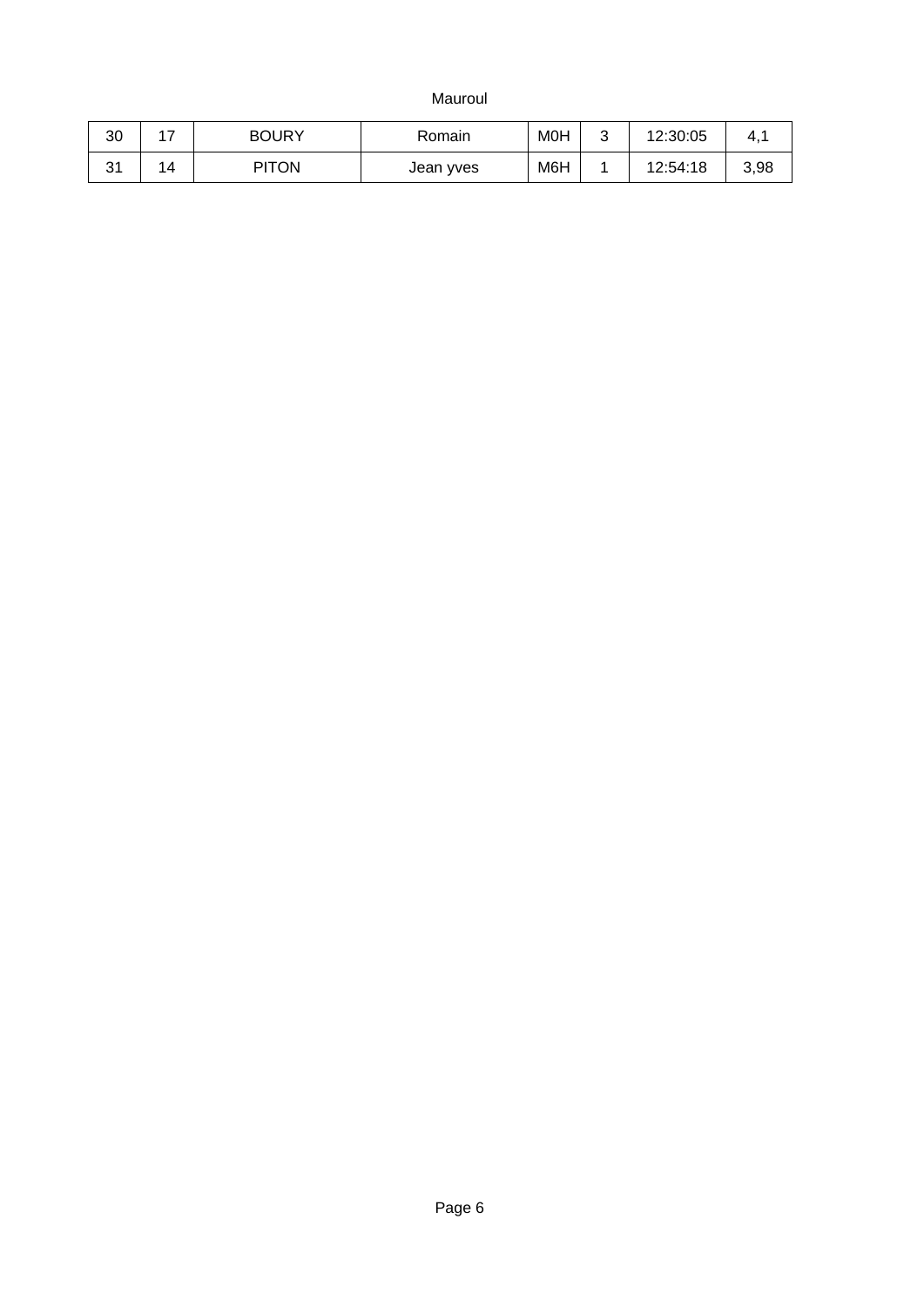| | | | | | | | |
|---|---|---|---|---|---|---|---|
| 30 | 17 | BOURY | Romain | M0H | 3 | 12:30:05 | 4,1 |
| 31 | 14 | PITON | Jean yves | M6H | 1 | 12:54:18 | 3,98 |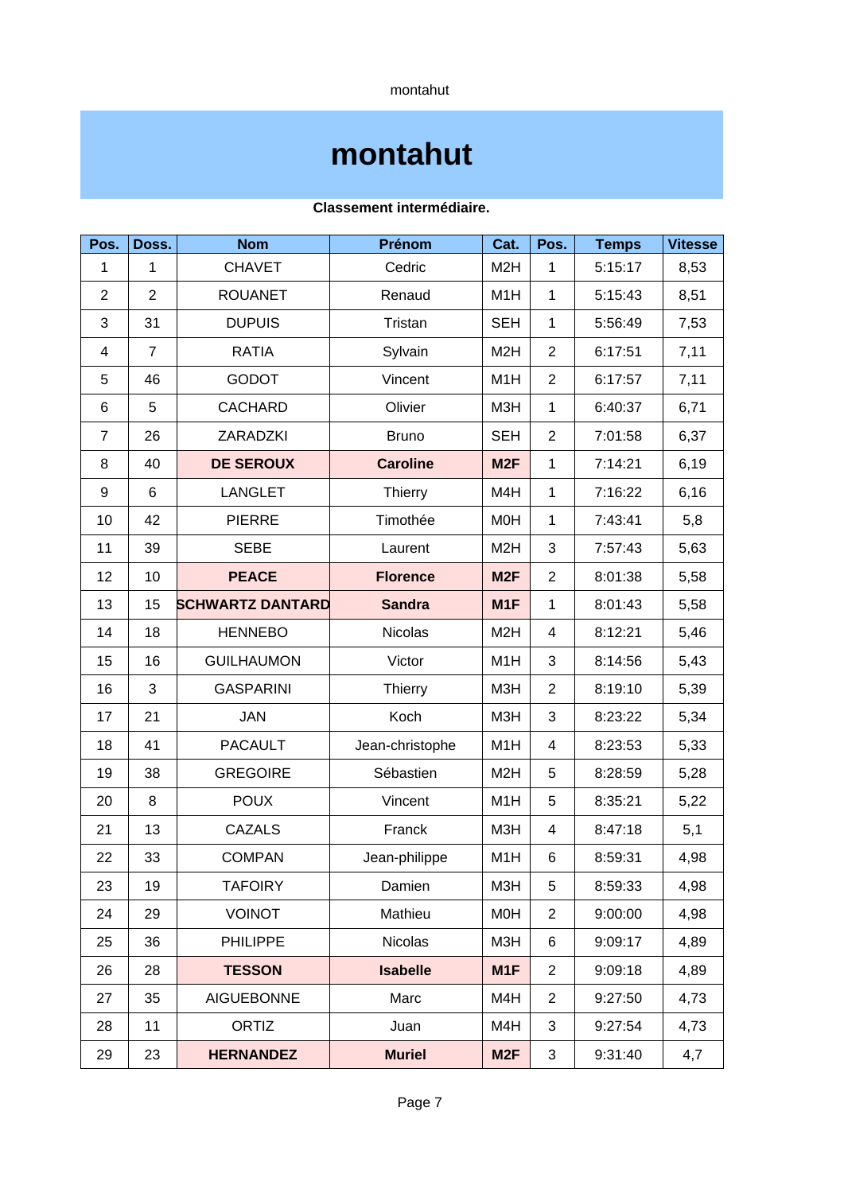# montahut

**Classement intermédiaire.**

| Pos. | Doss. | Nom | Prénom | Cat. | Pos. | Temps | Vitesse |
|---|---|---|---|---|---|---|---|
| 1 | 1 | CHAVET | Cedric | M2H | 1 | 5:15:17 | 8,53 |
| 2 | 2 | ROUANET | Renaud | M1H | 1 | 5:15:43 | 8,51 |
| 3 | 31 | DUPUIS | Tristan | SEH | 1 | 5:56:49 | 7,53 |
| 4 | 7 | RATIA | Sylvain | M2H | 2 | 6:17:51 | 7,11 |
| 5 | 46 | GODOT | Vincent | M1H | 2 | 6:17:57 | 7,11 |
| 6 | 5 | CACHARD | Olivier | M3H | 1 | 6:40:37 | 6,71 |
| 7 | 26 | ZARADZKI | Bruno | SEH | 2 | 7:01:58 | 6,37 |
| 8 | 40 | **DE SEROUX** | **Caroline** | **M2F** | 1 | 7:14:21 | 6,19 |
| 9 | 6 | LANGLET | Thierry | M4H | 1 | 7:16:22 | 6,16 |
| 10 | 42 | PIERRE | Timothée | M0H | 1 | 7:43:41 | 5,8 |
| 11 | 39 | SEBE | Laurent | M2H | 3 | 7:57:43 | 5,63 |
| 12 | 10 | **PEACE** | **Florence** | **M2F** | 2 | 8:01:38 | 5,58 |
| 13 | 15 | **SCHWARTZ DANTARD** | **Sandra** | **M1F** | 1 | 8:01:43 | 5,58 |
| 14 | 18 | HENNEBO | Nicolas | M2H | 4 | 8:12:21 | 5,46 |
| 15 | 16 | GUILHAUMON | Victor | M1H | 3 | 8:14:56 | 5,43 |
| 16 | 3 | GASPARINI | Thierry | M3H | 2 | 8:19:10 | 5,39 |
| 17 | 21 | JAN | Koch | M3H | 3 | 8:23:22 | 5,34 |
| 18 | 41 | PACAULT | Jean-christophe | M1H | 4 | 8:23:53 | 5,33 |
| 19 | 38 | GREGOIRE | Sébastien | M2H | 5 | 8:28:59 | 5,28 |
| 20 | 8 | POUX | Vincent | M1H | 5 | 8:35:21 | 5,22 |
| 21 | 13 | CAZALS | Franck | M3H | 4 | 8:47:18 | 5,1 |
| 22 | 33 | COMPAN | Jean-philippe | M1H | 6 | 8:59:31 | 4,98 |
| 23 | 19 | TAFOIRY | Damien | M3H | 5 | 8:59:33 | 4,98 |
| 24 | 29 | VOINOT | Mathieu | M0H | 2 | 9:00:00 | 4,98 |
| 25 | 36 | PHILIPPE | Nicolas | M3H | 6 | 9:09:17 | 4,89 |
| 26 | 28 | **TESSON** | **Isabelle** | **M1F** | 2 | 9:09:18 | 4,89 |
| 27 | 35 | AIGUEBONNE | Marc | M4H | 2 | 9:27:50 | 4,73 |
| 28 | 11 | ORTIZ | Juan | M4H | 3 | 9:27:54 | 4,73 |
| 29 | 23 | **HERNANDEZ** | **Muriel** | **M2F** | 3 | 9:31:40 | 4,7 |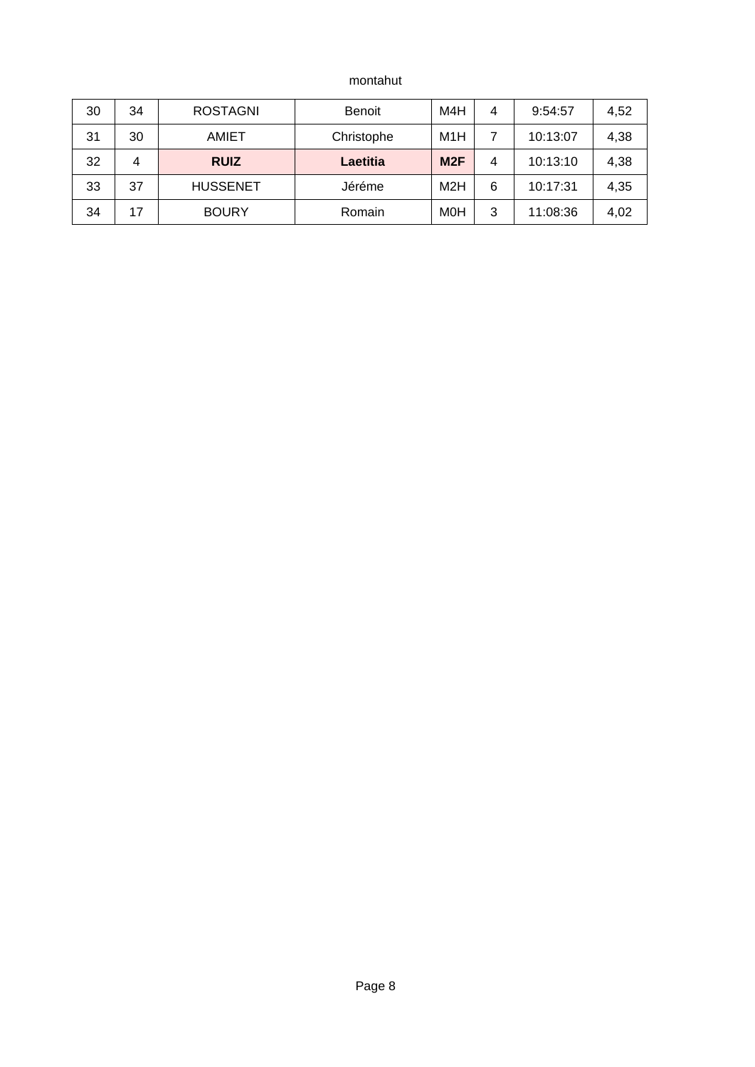| | | | | | | | |
|---|---|---|---|---|---|---|---|
| 30 | 34 | ROSTAGNI | Benoit | M4H | 4 | 9:54:57 | 4,52 |
| 31 | 30 | AMIET | Christophe | M1H | 7 | 10:13:07 | 4,38 |
| 32 | 4 | **RUIZ** | **Laetitia** | **M2F** | 4 | 10:13:10 | 4,38 |
| 33 | 37 | HUSSENET | Jéréme | M2H | 6 | 10:17:31 | 4,35 |
| 34 | 17 | BOURY | Romain | M0H | 3 | 11:08:36 | 4,02 |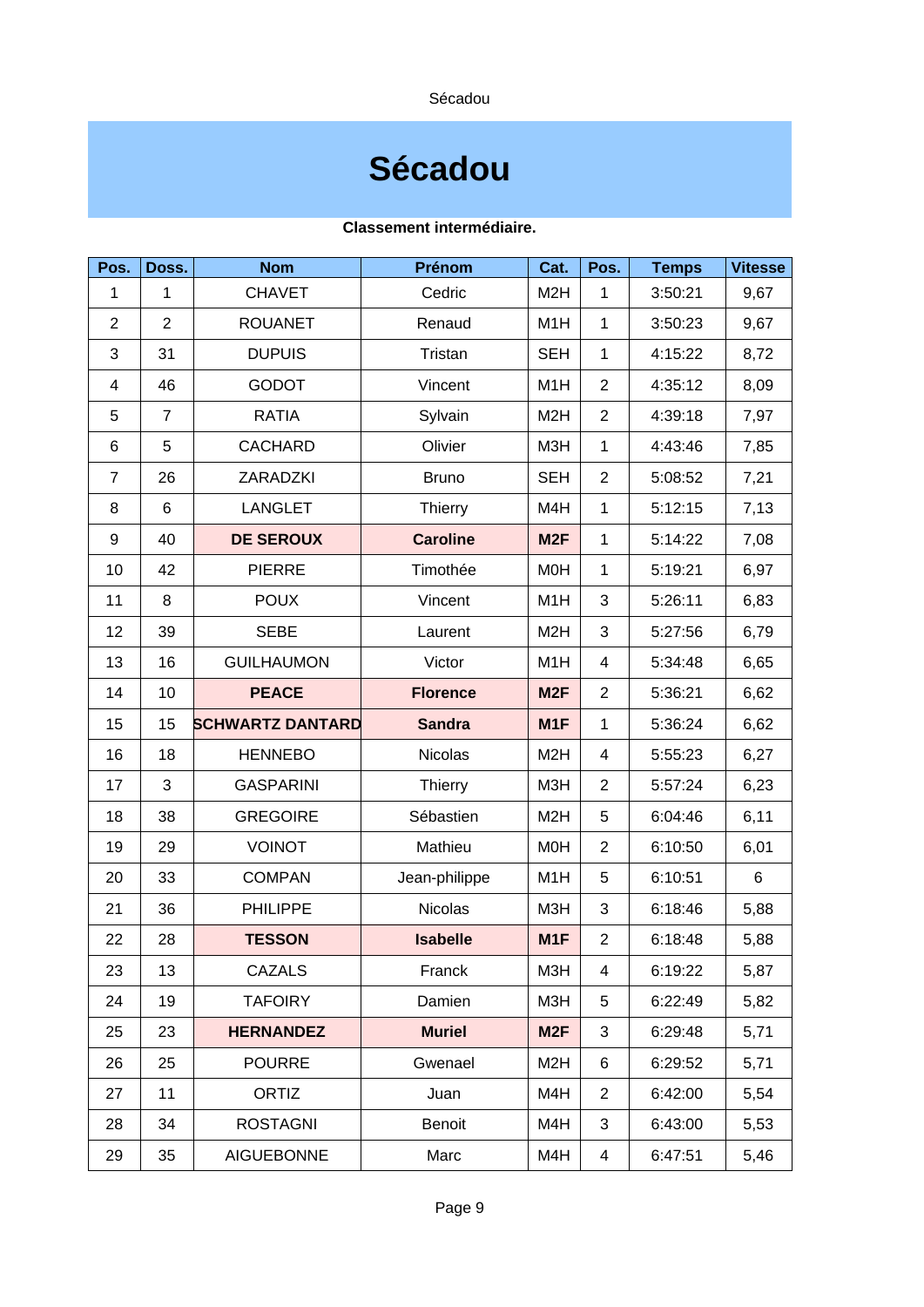# Sécadou

**Classement intermédiaire.**

| Pos. | Doss. | Nom | Prénom | Cat. | Pos. | Temps | Vitesse |
|---|---|---|---|---|---|---|---|
| 1 | 1 | CHAVET | Cedric | M2H | 1 | 3:50:21 | 9,67 |
| 2 | 2 | ROUANET | Renaud | M1H | 1 | 3:50:23 | 9,67 |
| 3 | 31 | DUPUIS | Tristan | SEH | 1 | 4:15:22 | 8,72 |
| 4 | 46 | GODOT | Vincent | M1H | 2 | 4:35:12 | 8,09 |
| 5 | 7 | RATIA | Sylvain | M2H | 2 | 4:39:18 | 7,97 |
| 6 | 5 | CACHARD | Olivier | M3H | 1 | 4:43:46 | 7,85 |
| 7 | 26 | ZARADZKI | Bruno | SEH | 2 | 5:08:52 | 7,21 |
| 8 | 6 | LANGLET | Thierry | M4H | 1 | 5:12:15 | 7,13 |
| 9 | 40 | **DE SEROUX** | **Caroline** | **M2F** | 1 | 5:14:22 | 7,08 |
| 10 | 42 | PIERRE | Timothée | M0H | 1 | 5:19:21 | 6,97 |
| 11 | 8 | POUX | Vincent | M1H | 3 | 5:26:11 | 6,83 |
| 12 | 39 | SEBE | Laurent | M2H | 3 | 5:27:56 | 6,79 |
| 13 | 16 | GUILHAUMON | Victor | M1H | 4 | 5:34:48 | 6,65 |
| 14 | 10 | **PEACE** | **Florence** | **M2F** | 2 | 5:36:21 | 6,62 |
| 15 | 15 | **SCHWARTZ DANTARD** | **Sandra** | **M1F** | 1 | 5:36:24 | 6,62 |
| 16 | 18 | HENNEBO | Nicolas | M2H | 4 | 5:55:23 | 6,27 |
| 17 | 3 | GASPARINI | Thierry | M3H | 2 | 5:57:24 | 6,23 |
| 18 | 38 | GREGOIRE | Sébastien | M2H | 5 | 6:04:46 | 6,11 |
| 19 | 29 | VOINOT | Mathieu | M0H | 2 | 6:10:50 | 6,01 |
| 20 | 33 | COMPAN | Jean-philippe | M1H | 5 | 6:10:51 | 6 |
| 21 | 36 | PHILIPPE | Nicolas | M3H | 3 | 6:18:46 | 5,88 |
| 22 | 28 | **TESSON** | **Isabelle** | **M1F** | 2 | 6:18:48 | 5,88 |
| 23 | 13 | CAZALS | Franck | M3H | 4 | 6:19:22 | 5,87 |
| 24 | 19 | TAFOIRY | Damien | M3H | 5 | 6:22:49 | 5,82 |
| 25 | 23 | **HERNANDEZ** | **Muriel** | **M2F** | 3 | 6:29:48 | 5,71 |
| 26 | 25 | POURRE | Gwenael | M2H | 6 | 6:29:52 | 5,71 |
| 27 | 11 | ORTIZ | Juan | M4H | 2 | 6:42:00 | 5,54 |
| 28 | 34 | ROSTAGNI | Benoit | M4H | 3 | 6:43:00 | 5,53 |
| 29 | 35 | AIGUEBONNE | Marc | M4H | 4 | 6:47:51 | 5,46 |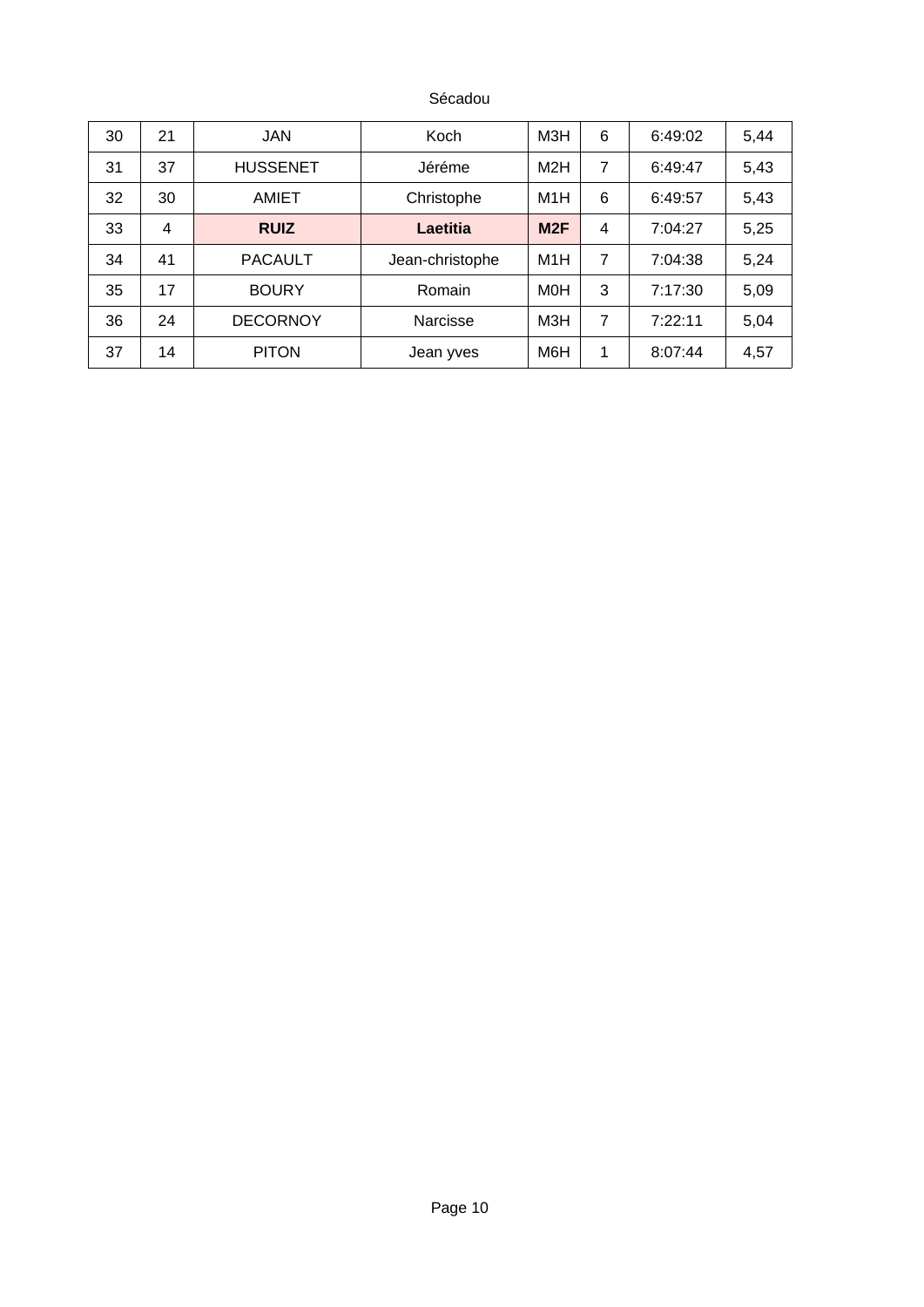| 30 | 21 | JAN | Koch | M3H | 6 | 6:49:02 | 5,44 |
|---|---|---|---|---|---|---|---|
| 31 | 37 | HUSSENET | Jéréme | M2H | 7 | 6:49:47 | 5,43 |
| 32 | 30 | AMIET | Christophe | M1H | 6 | 6:49:57 | 5,43 |
| 33 | 4 | **RUIZ** | **Laetitia** | **M2F** | 4 | 7:04:27 | 5,25 |
| 34 | 41 | PACAULT | Jean-christophe | M1H | 7 | 7:04:38 | 5,24 |
| 35 | 17 | BOURY | Romain | M0H | 3 | 7:17:30 | 5,09 |
| 36 | 24 | DECORNOY | Narcisse | M3H | 7 | 7:22:11 | 5,04 |
| 37 | 14 | PITON | Jean yves | M6H | 1 | 8:07:44 | 4,57 |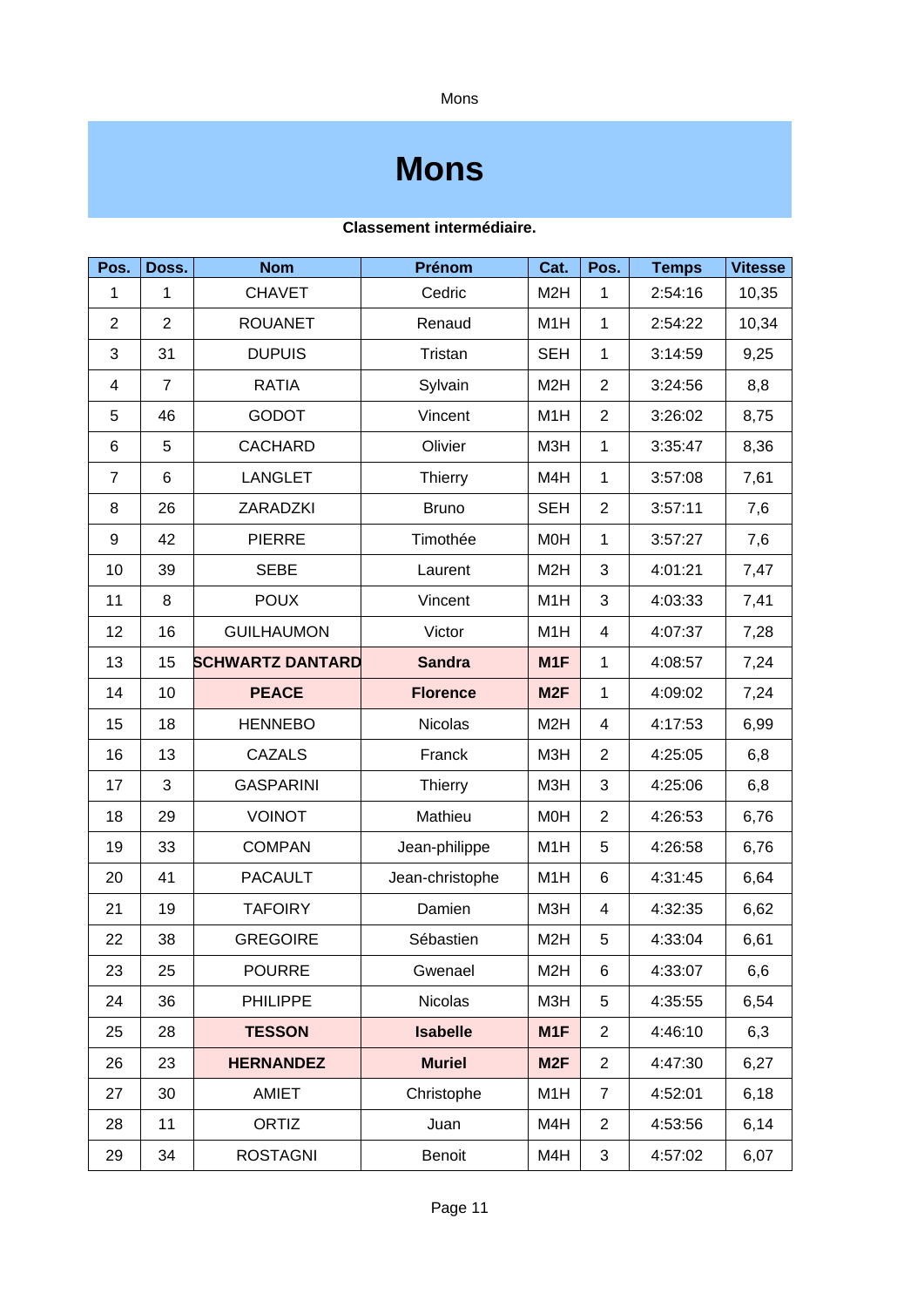# Mons

**Classement intermédiaire.**

| Pos. | Doss. | Nom | Prénom | Cat. | Pos. | Temps | Vitesse |
|---|---|---|---|---|---|---|---|
| 1 | 1 | CHAVET | Cedric | M2H | 1 | 2:54:16 | 10,35 |
| 2 | 2 | ROUANET | Renaud | M1H | 1 | 2:54:22 | 10,34 |
| 3 | 31 | DUPUIS | Tristan | SEH | 1 | 3:14:59 | 9,25 |
| 4 | 7 | RATIA | Sylvain | M2H | 2 | 3:24:56 | 8,8 |
| 5 | 46 | GODOT | Vincent | M1H | 2 | 3:26:02 | 8,75 |
| 6 | 5 | CACHARD | Olivier | M3H | 1 | 3:35:47 | 8,36 |
| 7 | 6 | LANGLET | Thierry | M4H | 1 | 3:57:08 | 7,61 |
| 8 | 26 | ZARADZKI | Bruno | SEH | 2 | 3:57:11 | 7,6 |
| 9 | 42 | PIERRE | Timothée | M0H | 1 | 3:57:27 | 7,6 |
| 10 | 39 | SEBE | Laurent | M2H | 3 | 4:01:21 | 7,47 |
| 11 | 8 | POUX | Vincent | M1H | 3 | 4:03:33 | 7,41 |
| 12 | 16 | GUILHAUMON | Victor | M1H | 4 | 4:07:37 | 7,28 |
| 13 | 15 | **SCHWARTZ DANTARD** | **Sandra** | **M1F** | 1 | 4:08:57 | 7,24 |
| 14 | 10 | **PEACE** | **Florence** | **M2F** | 1 | 4:09:02 | 7,24 |
| 15 | 18 | HENNEBO | Nicolas | M2H | 4 | 4:17:53 | 6,99 |
| 16 | 13 | CAZALS | Franck | M3H | 2 | 4:25:05 | 6,8 |
| 17 | 3 | GASPARINI | Thierry | M3H | 3 | 4:25:06 | 6,8 |
| 18 | 29 | VOINOT | Mathieu | M0H | 2 | 4:26:53 | 6,76 |
| 19 | 33 | COMPAN | Jean-philippe | M1H | 5 | 4:26:58 | 6,76 |
| 20 | 41 | PACAULT | Jean-christophe | M1H | 6 | 4:31:45 | 6,64 |
| 21 | 19 | TAFOIRY | Damien | M3H | 4 | 4:32:35 | 6,62 |
| 22 | 38 | GREGOIRE | Sébastien | M2H | 5 | 4:33:04 | 6,61 |
| 23 | 25 | POURRE | Gwenael | M2H | 6 | 4:33:07 | 6,6 |
| 24 | 36 | PHILIPPE | Nicolas | M3H | 5 | 4:35:55 | 6,54 |
| 25 | 28 | **TESSON** | **Isabelle** | **M1F** | 2 | 4:46:10 | 6,3 |
| 26 | 23 | **HERNANDEZ** | **Muriel** | **M2F** | 2 | 4:47:30 | 6,27 |
| 27 | 30 | AMIET | Christophe | M1H | 7 | 4:52:01 | 6,18 |
| 28 | 11 | ORTIZ | Juan | M4H | 2 | 4:53:56 | 6,14 |
| 29 | 34 | ROSTAGNI | Benoit | M4H | 3 | 4:57:02 | 6,07 |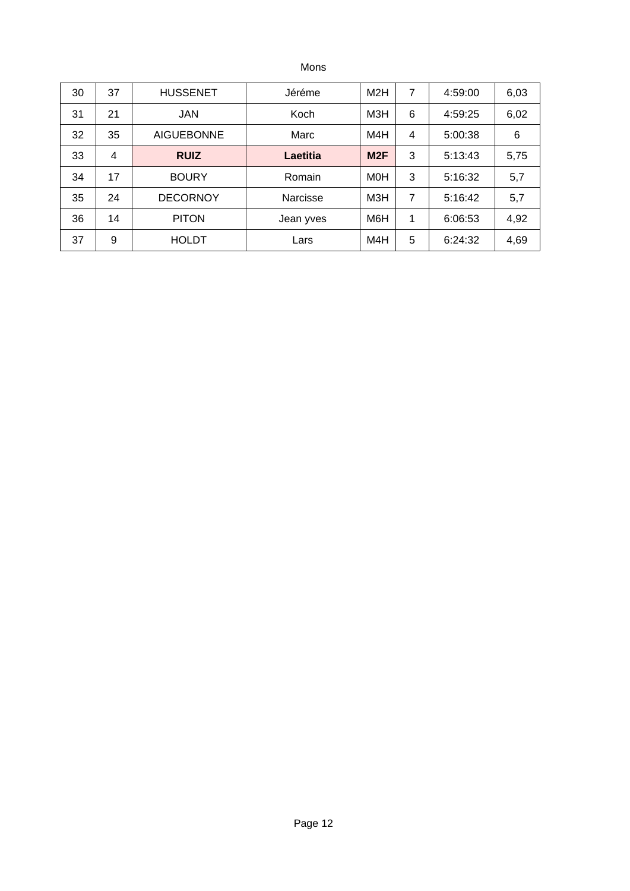Mons

| 30 | 37 | HUSSENET | Jéréme | M2H | 7 | 4:59:00 | 6,03 |
|---|---|---|---|---|---|---|---|
| 31 | 21 | JAN | Koch | M3H | 6 | 4:59:25 | 6,02 |
| 32 | 35 | AIGUEBONNE | Marc | M4H | 4 | 5:00:38 | 6 |
| 33 | 4 | **RUIZ** | **Laetitia** | **M2F** | 3 | 5:13:43 | 5,75 |
| 34 | 17 | BOURY | Romain | M0H | 3 | 5:16:32 | 5,7 |
| 35 | 24 | DECORNOY | Narcisse | M3H | 7 | 5:16:42 | 5,7 |
| 36 | 14 | PITON | Jean yves | M6H | 1 | 6:06:53 | 4,92 |
| 37 | 9 | HOLDT | Lars | M4H | 5 | 6:24:32 | 4,69 |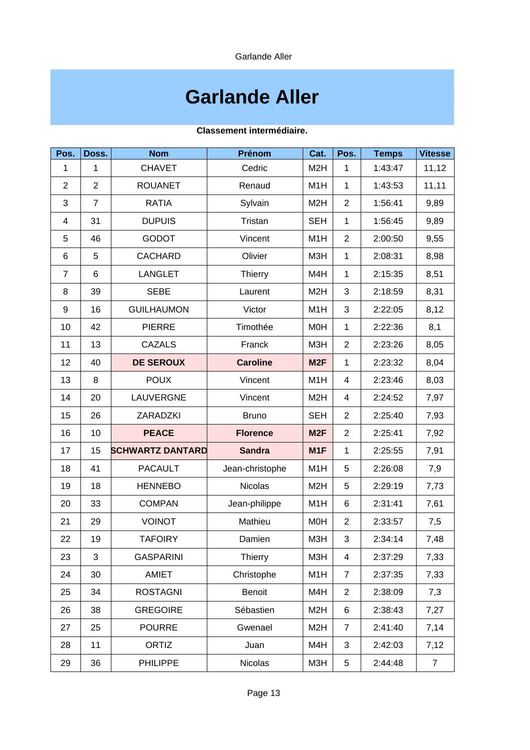# Garlande Aller

**Classement intermédiaire.**

| Pos. | Doss. | Nom | Prénom | Cat. | Pos. | Temps | Vitesse |
|---|---|---|---|---|---|---|---|
| 1 | 1 | CHAVET | Cedric | M2H | 1 | 1:43:47 | 11,12 |
| 2 | 2 | ROUANET | Renaud | M1H | 1 | 1:43:53 | 11,11 |
| 3 | 7 | RATIA | Sylvain | M2H | 2 | 1:56:41 | 9,89 |
| 4 | 31 | DUPUIS | Tristan | SEH | 1 | 1:56:45 | 9,89 |
| 5 | 46 | GODOT | Vincent | M1H | 2 | 2:00:50 | 9,55 |
| 6 | 5 | CACHARD | Olivier | M3H | 1 | 2:08:31 | 8,98 |
| 7 | 6 | LANGLET | Thierry | M4H | 1 | 2:15:35 | 8,51 |
| 8 | 39 | SEBE | Laurent | M2H | 3 | 2:18:59 | 8,31 |
| 9 | 16 | GUILHAUMON | Victor | M1H | 3 | 2:22:05 | 8,12 |
| 10 | 42 | PIERRE | Timothée | M0H | 1 | 2:22:36 | 8,1 |
| 11 | 13 | CAZALS | Franck | M3H | 2 | 2:23:26 | 8,05 |
| 12 | 40 | **DE SEROUX** | **Caroline** | **M2F** | 1 | 2:23:32 | 8,04 |
| 13 | 8 | POUX | Vincent | M1H | 4 | 2:23:46 | 8,03 |
| 14 | 20 | LAUVERGNE | Vincent | M2H | 4 | 2:24:52 | 7,97 |
| 15 | 26 | ZARADZKI | Bruno | SEH | 2 | 2:25:40 | 7,93 |
| 16 | 10 | **PEACE** | **Florence** | **M2F** | 2 | 2:25:41 | 7,92 |
| 17 | 15 | **SCHWARTZ DANTARD** | **Sandra** | **M1F** | 1 | 2:25:55 | 7,91 |
| 18 | 41 | PACAULT | Jean-christophe | M1H | 5 | 2:26:08 | 7,9 |
| 19 | 18 | HENNEBO | Nicolas | M2H | 5 | 2:29:19 | 7,73 |
| 20 | 33 | COMPAN | Jean-philippe | M1H | 6 | 2:31:41 | 7,61 |
| 21 | 29 | VOINOT | Mathieu | M0H | 2 | 2:33:57 | 7,5 |
| 22 | 19 | TAFOIRY | Damien | M3H | 3 | 2:34:14 | 7,48 |
| 23 | 3 | GASPARINI | Thierry | M3H | 4 | 2:37:29 | 7,33 |
| 24 | 30 | AMIET | Christophe | M1H | 7 | 2:37:35 | 7,33 |
| 25 | 34 | ROSTAGNI | Benoit | M4H | 2 | 2:38:09 | 7,3 |
| 26 | 38 | GREGOIRE | Sébastien | M2H | 6 | 2:38:43 | 7,27 |
| 27 | 25 | POURRE | Gwenael | M2H | 7 | 2:41:40 | 7,14 |
| 28 | 11 | ORTIZ | Juan | M4H | 3 | 2:42:03 | 7,12 |
| 29 | 36 | PHILIPPE | Nicolas | M3H | 5 | 2:44:48 | 7 |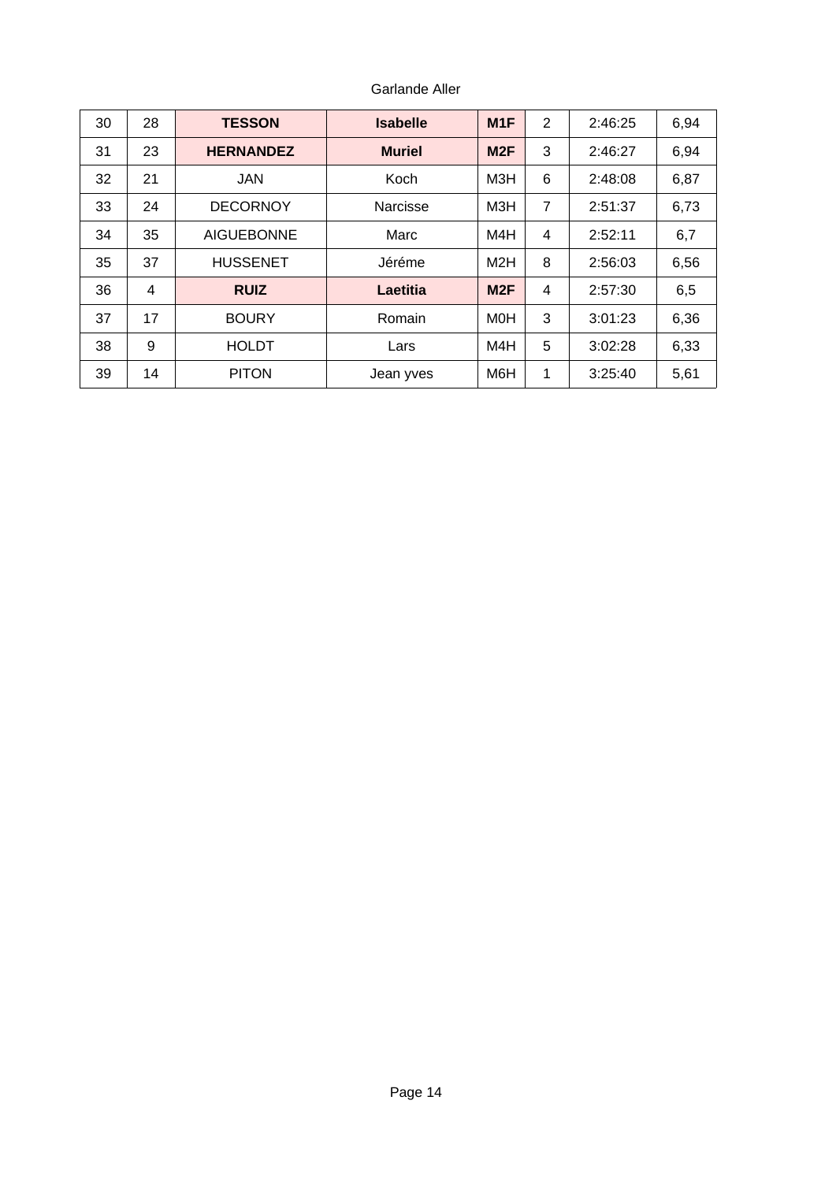Garlande Aller

| | | | | | | | |
|---|---|---|---|---|---|---|---|
| 30 | 28 | **TESSON** | **Isabelle** | **M1F** | 2 | 2:46:25 | 6,94 |
| 31 | 23 | **HERNANDEZ** | **Muriel** | **M2F** | 3 | 2:46:27 | 6,94 |
| 32 | 21 | JAN | Koch | M3H | 6 | 2:48:08 | 6,87 |
| 33 | 24 | DECORNOY | Narcisse | M3H | 7 | 2:51:37 | 6,73 |
| 34 | 35 | AIGUEBONNE | Marc | M4H | 4 | 2:52:11 | 6,7 |
| 35 | 37 | HUSSENET | Jéréme | M2H | 8 | 2:56:03 | 6,56 |
| 36 | 4 | **RUIZ** | **Laetitia** | **M2F** | 4 | 2:57:30 | 6,5 |
| 37 | 17 | BOURY | Romain | M0H | 3 | 3:01:23 | 6,36 |
| 38 | 9 | HOLDT | Lars | M4H | 5 | 3:02:28 | 6,33 |
| 39 | 14 | PITON | Jean yves | M6H | 1 | 3:25:40 | 5,61 |